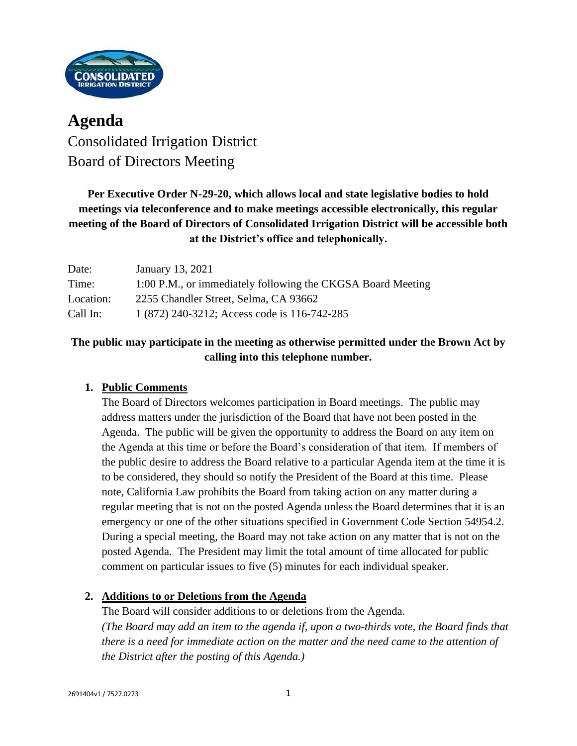# Agenda

## Consolidated Irrigation District
## Board of Directors Meeting

**Per Executive Order N-29-20, which allows local and state legislative bodies to hold meetings via teleconference and to make meetings accessible electronically, this regular meeting of the Board of Directors of Consolidated Irrigation District will be accessible both at the District's office and telephonically.**

| | |
|---|---|
| Date: | January 13, 2021 |
| Time: | 1:00 P.M., or immediately following the CKGSA Board Meeting |
| Location: | 2255 Chandler Street, Selma, CA 93662 |
| Call In: | 1 (872) 240-3212; Access code is 116-742-285 |

**The public may participate in the meeting as otherwise permitted under the Brown Act by calling into this telephone number.**

1. **Public Comments**

   The Board of Directors welcomes participation in Board meetings. The public may address matters under the jurisdiction of the Board that have not been posted in the Agenda. The public will be given the opportunity to address the Board on any item on the Agenda at this time or before the Board's consideration of that item. If members of the public desire to address the Board relative to a particular Agenda item at the time it is to be considered, they should so notify the President of the Board at this time. Please note, California Law prohibits the Board from taking action on any matter during a regular meeting that is not on the posted Agenda unless the Board determines that it is an emergency or one of the other situations specified in Government Code Section 54954.2. During a special meeting, the Board may not take action on any matter that is not on the posted Agenda. The President may limit the total amount of time allocated for public comment on particular issues to five (5) minutes for each individual speaker.

2. **Additions to or Deletions from the Agenda**

   The Board will consider additions to or deletions from the Agenda.
   *(The Board may add an item to the agenda if, upon a two-thirds vote, the Board finds that there is a need for immediate action on the matter and the need came to the attention of the District after the posting of this Agenda.)*

2691404v1 / 7527.0273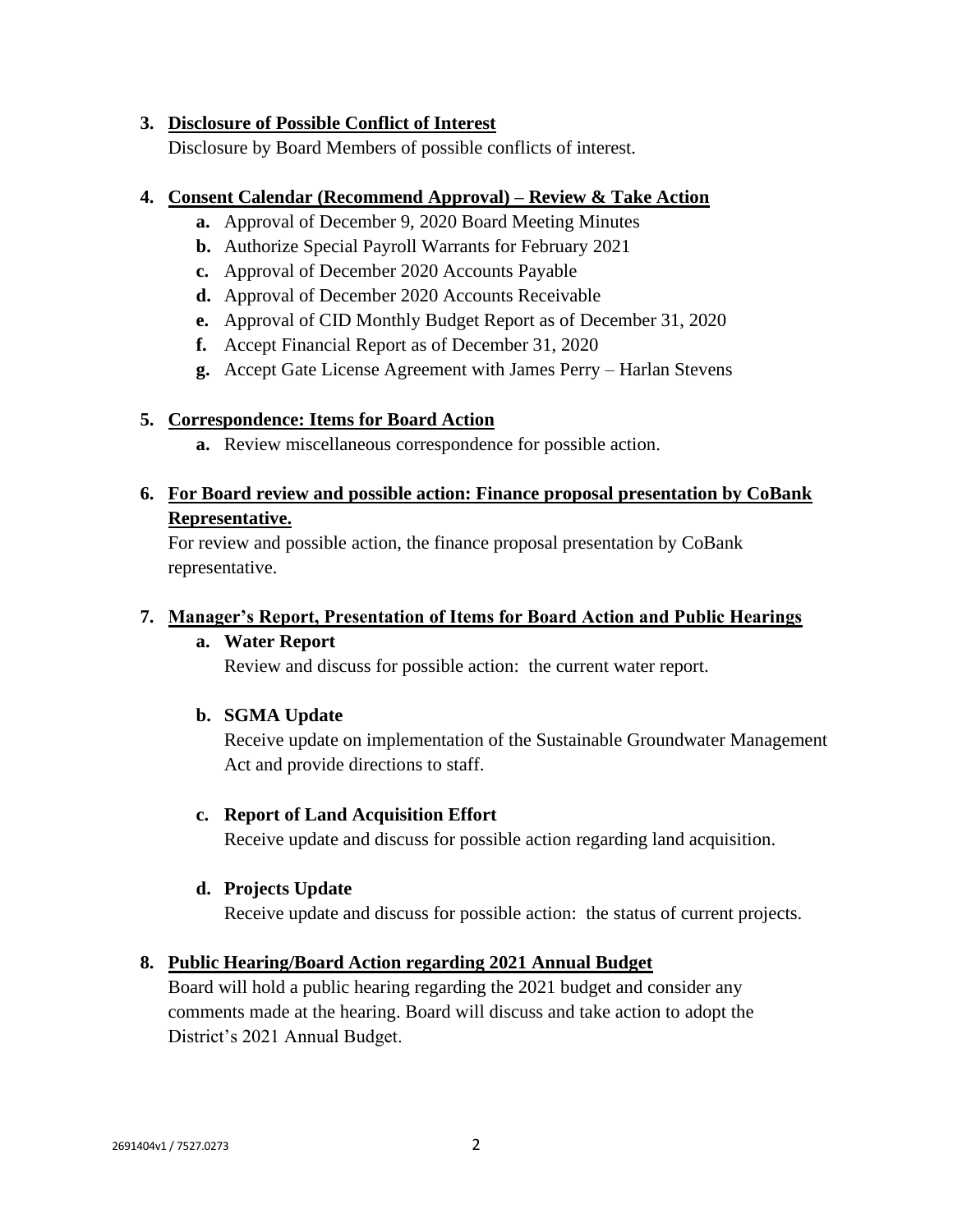3. **<u>Disclosure of Possible Conflict of Interest</u>**

   Disclosure by Board Members of possible conflicts of interest.

4. **<u>Consent Calendar (Recommend Approval) – Review & Take Action</u>**

   - **a.** Approval of December 9, 2020 Board Meeting Minutes
   - **b.** Authorize Special Payroll Warrants for February 2021
   - **c.** Approval of December 2020 Accounts Payable
   - **d.** Approval of December 2020 Accounts Receivable
   - **e.** Approval of CID Monthly Budget Report as of December 31, 2020
   - **f.** Accept Financial Report as of December 31, 2020
   - **g.** Accept Gate License Agreement with James Perry – Harlan Stevens

5. **<u>Correspondence: Items for Board Action</u>**

   - **a.** Review miscellaneous correspondence for possible action.

6. **<u>For Board review and possible action: Finance proposal presentation by CoBank Representative.</u>**

   For review and possible action, the finance proposal presentation by CoBank representative.

7. **<u>Manager's Report, Presentation of Items for Board Action and Public Hearings</u>**

   **a. Water Report**

   Review and discuss for possible action: the current water report.

   **b. SGMA Update**

   Receive update on implementation of the Sustainable Groundwater Management Act and provide directions to staff.

   **c. Report of Land Acquisition Effort**

   Receive update and discuss for possible action regarding land acquisition.

   **d. Projects Update**

   Receive update and discuss for possible action: the status of current projects.

8. **<u>Public Hearing/Board Action regarding 2021 Annual Budget</u>**

   Board will hold a public hearing regarding the 2021 budget and consider any comments made at the hearing. Board will discuss and take action to adopt the District's 2021 Annual Budget.

2691404v1 / 7527.0273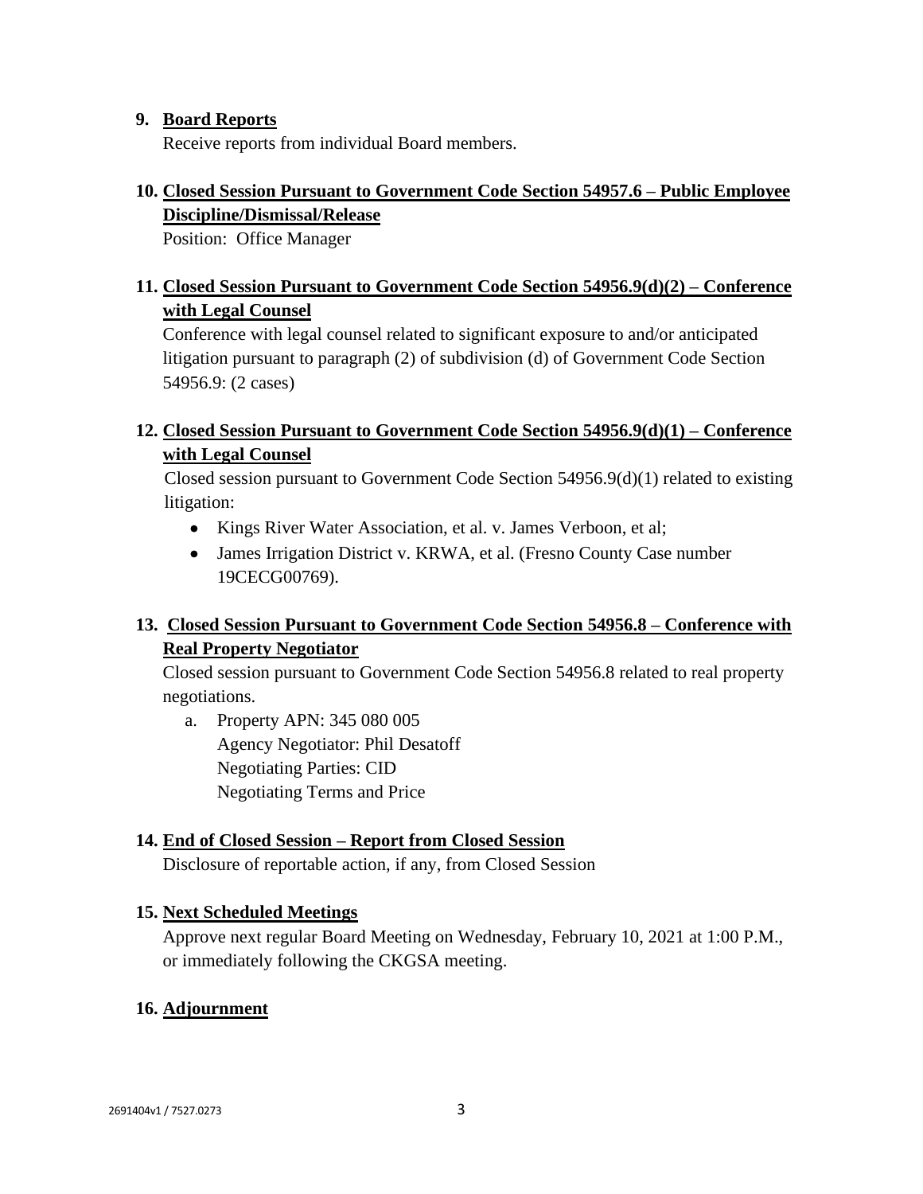**9. Board Reports**

Receive reports from individual Board members.

**10. Closed Session Pursuant to Government Code Section 54957.6 – Public Employee Discipline/Dismissal/Release**

Position: Office Manager

**11. Closed Session Pursuant to Government Code Section 54956.9(d)(2) – Conference with Legal Counsel**

Conference with legal counsel related to significant exposure to and/or anticipated litigation pursuant to paragraph (2) of subdivision (d) of Government Code Section 54956.9: (2 cases)

**12. Closed Session Pursuant to Government Code Section 54956.9(d)(1) – Conference with Legal Counsel**

Closed session pursuant to Government Code Section 54956.9(d)(1) related to existing litigation:

- Kings River Water Association, et al. v. James Verboon, et al;
- James Irrigation District v. KRWA, et al. (Fresno County Case number 19CECG00769).

**13. Closed Session Pursuant to Government Code Section 54956.8 – Conference with Real Property Negotiator**

Closed session pursuant to Government Code Section 54956.8 related to real property negotiations.

a. Property APN: 345 080 005
   Agency Negotiator: Phil Desatoff
   Negotiating Parties: CID
   Negotiating Terms and Price

**14. End of Closed Session – Report from Closed Session**

Disclosure of reportable action, if any, from Closed Session

**15. Next Scheduled Meetings**

Approve next regular Board Meeting on Wednesday, February 10, 2021 at 1:00 P.M., or immediately following the CKGSA meeting.

**16. Adjournment**

2691404v1 / 7527.0273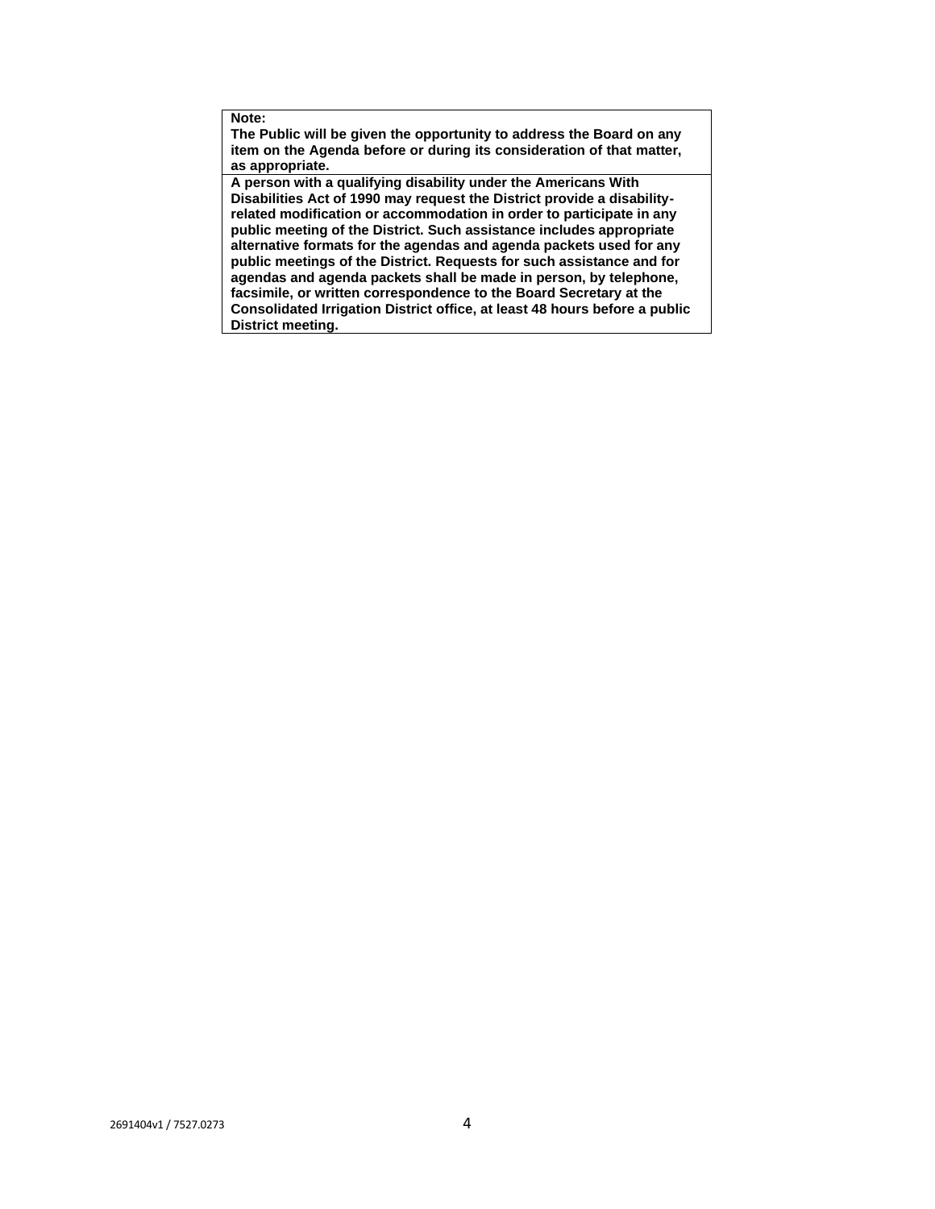| |
|---|
| **Note:**<br>**The Public will be given the opportunity to address the Board on any item on the Agenda before or during its consideration of that matter, as appropriate.** |
| **A person with a qualifying disability under the Americans With Disabilities Act of 1990 may request the District provide a disability-related modification or accommodation in order to participate in any public meeting of the District. Such assistance includes appropriate alternative formats for the agendas and agenda packets used for any public meetings of the District. Requests for such assistance and for agendas and agenda packets shall be made in person, by telephone, facsimile, or written correspondence to the Board Secretary at the Consolidated Irrigation District office, at least 48 hours before a public District meeting.** |

2691404v1 / 7527.0273